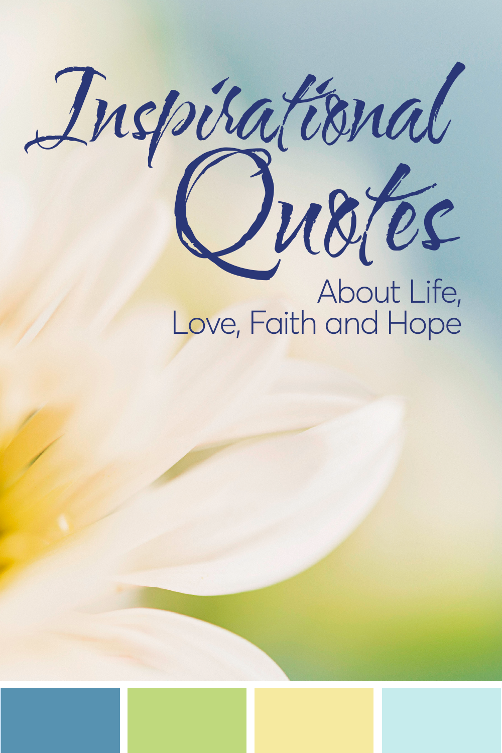# Inspirational Quotes

## About Life, Love, Faith and Hope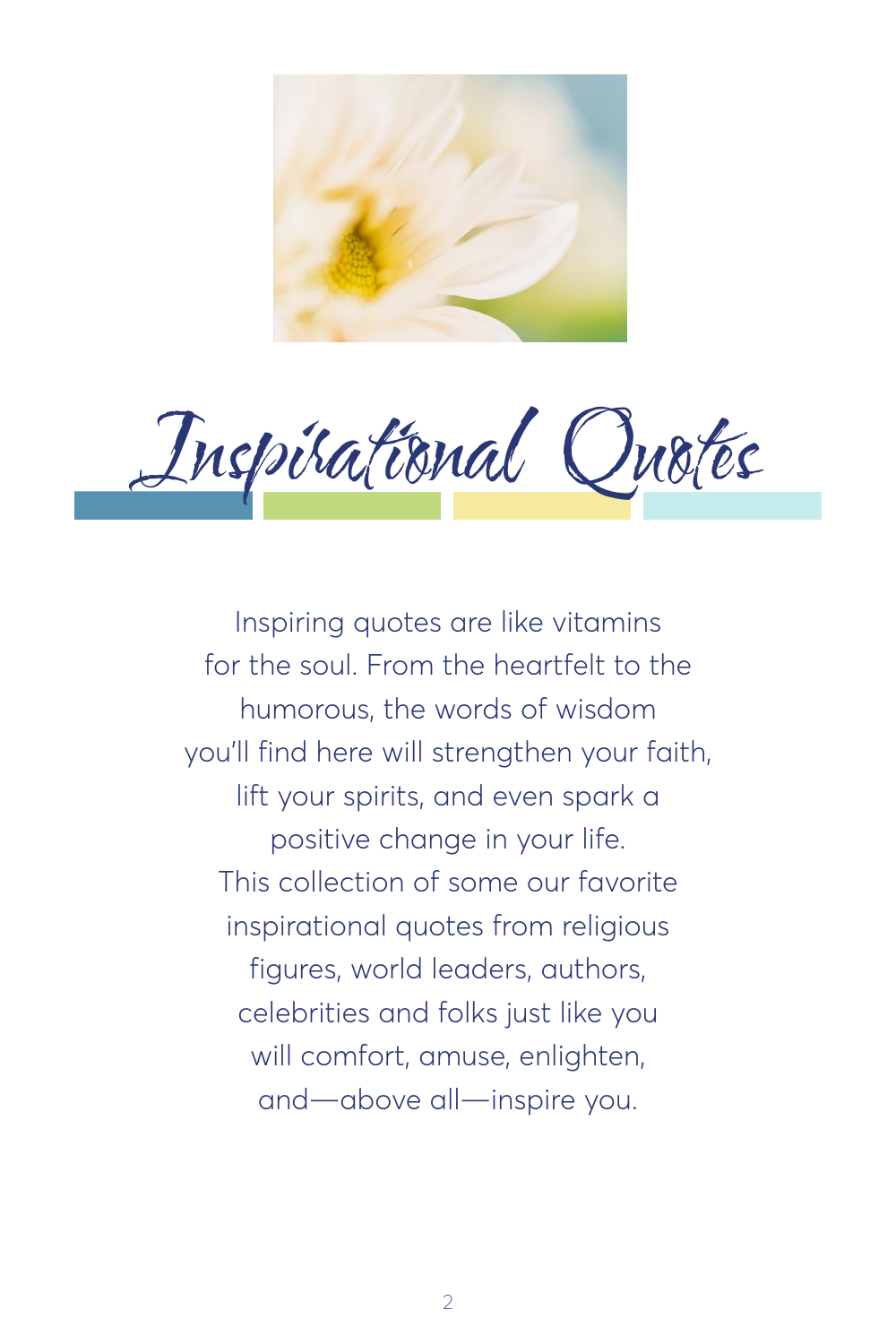# Inspirational Quotes

Inspiring quotes are like vitamins for the soul. From the heartfelt to the humorous, the words of wisdom you'll find here will strengthen your faith, lift your spirits, and even spark a positive change in your life. This collection of some our favorite inspirational quotes from religious figures, world leaders, authors, celebrities and folks just like you will comfort, amuse, enlighten, and—above all—inspire you.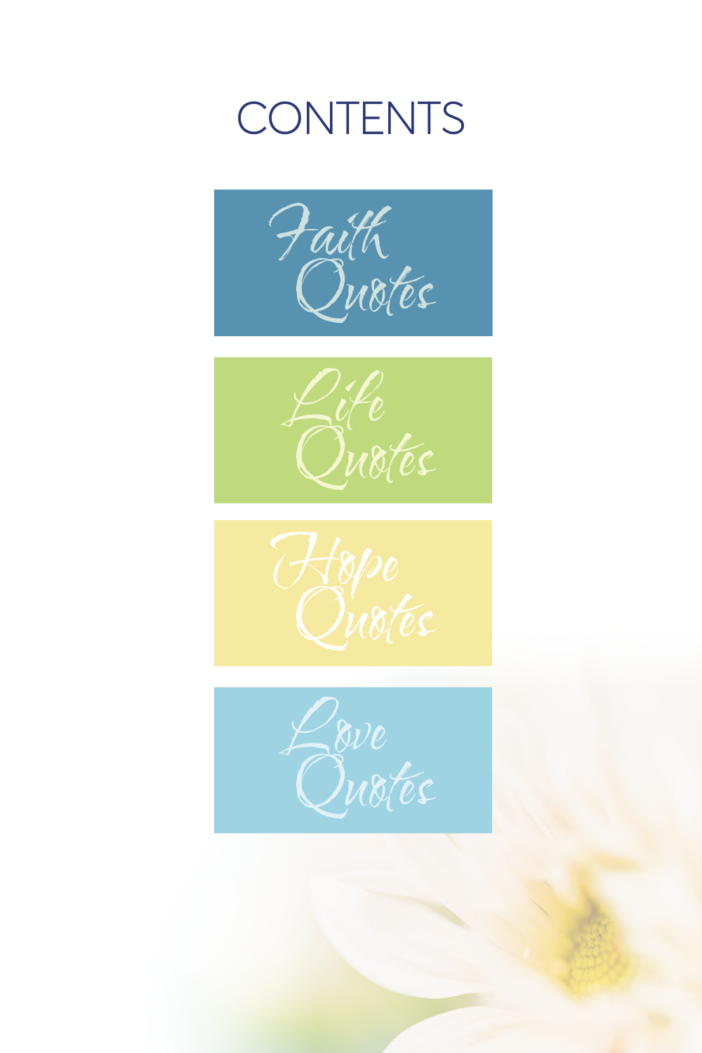# CONTENTS

- Faith Quotes
- Life Quotes
- Hope Quotes
- Love Quotes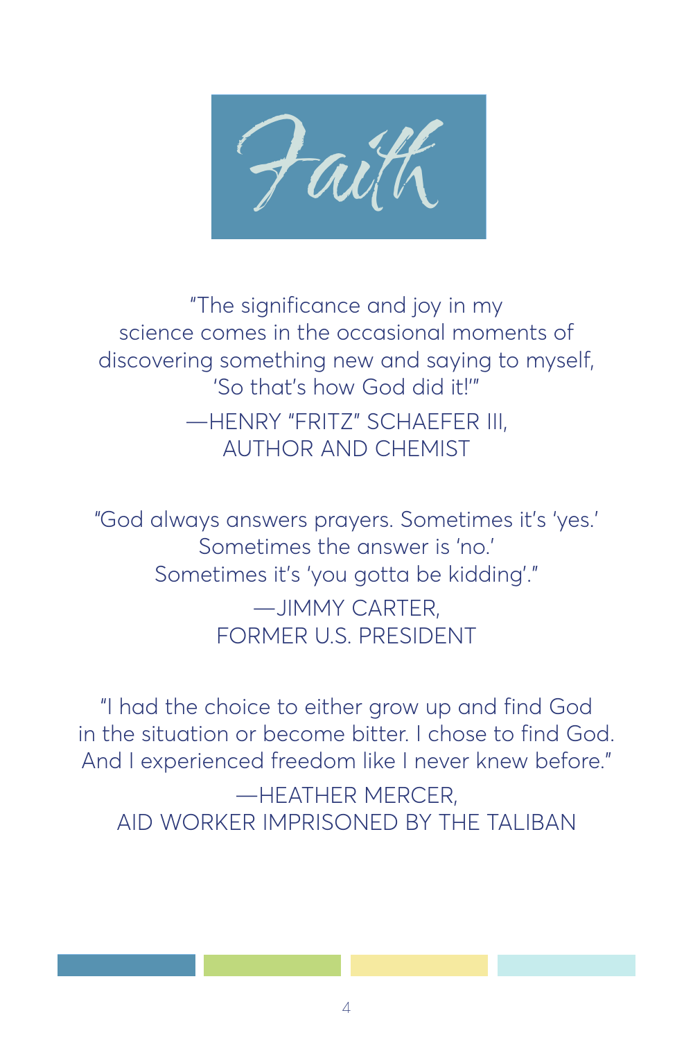# Faith

"The significance and joy in my science comes in the occasional moments of discovering something new and saying to myself, 'So that's how God did it!'"

—HENRY "FRITZ" SCHAEFER III,
AUTHOR AND CHEMIST

"God always answers prayers. Sometimes it's 'yes.' Sometimes the answer is 'no.' Sometimes it's 'you gotta be kidding'."

—JIMMY CARTER,
FORMER U.S. PRESIDENT

"I had the choice to either grow up and find God in the situation or become bitter. I chose to find God. And I experienced freedom like I never knew before."

—HEATHER MERCER,
AID WORKER IMPRISONED BY THE TALIBAN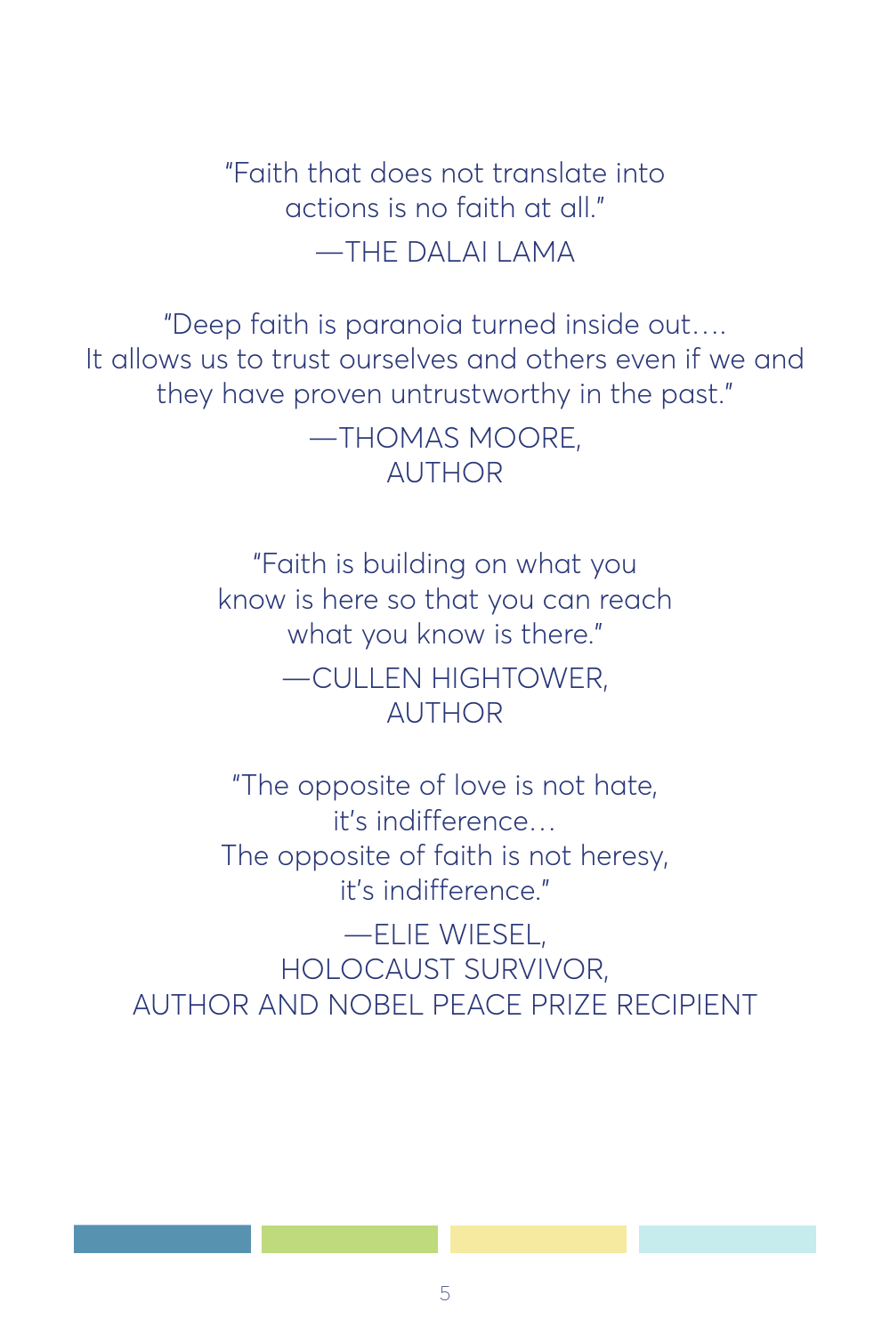"Faith that does not translate into actions is no faith at all."

—THE DALAI LAMA

"Deep faith is paranoia turned inside out.... It allows us to trust ourselves and others even if we and they have proven untrustworthy in the past."

—THOMAS MOORE, AUTHOR

"Faith is building on what you know is here so that you can reach what you know is there."

—CULLEN HIGHTOWER, AUTHOR

"The opposite of love is not hate, it's indifference...
The opposite of faith is not heresy, it's indifference."

—ELIE WIESEL, HOLOCAUST SURVIVOR, AUTHOR AND NOBEL PEACE PRIZE RECIPIENT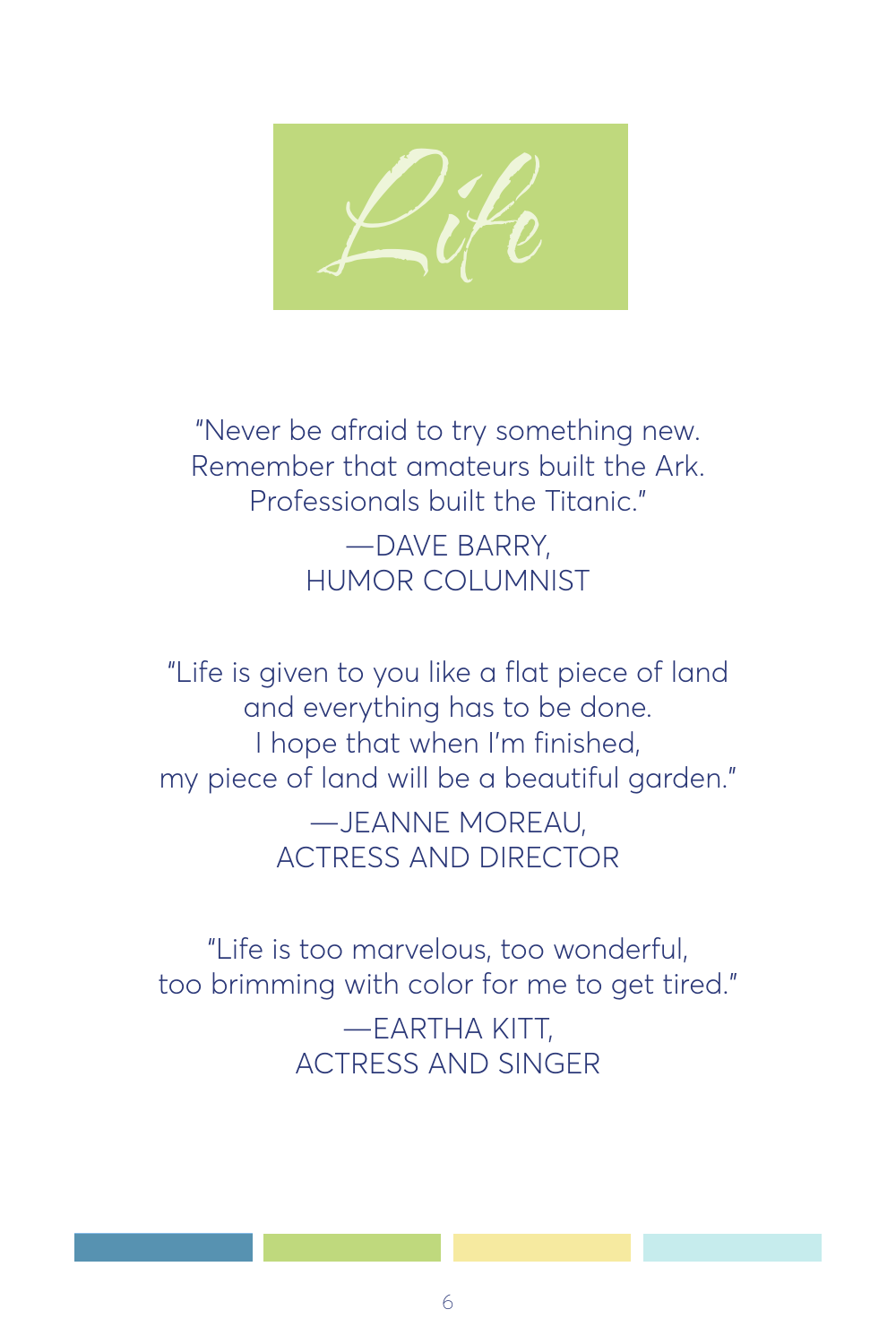# Life

"Never be afraid to try something new.
Remember that amateurs built the Ark.
Professionals built the Titanic."

—DAVE BARRY,
HUMOR COLUMNIST

"Life is given to you like a flat piece of land
and everything has to be done.
I hope that when I'm finished,
my piece of land will be a beautiful garden."

—JEANNE MOREAU,
ACTRESS AND DIRECTOR

"Life is too marvelous, too wonderful,
too brimming with color for me to get tired."

—EARTHA KITT,
ACTRESS AND SINGER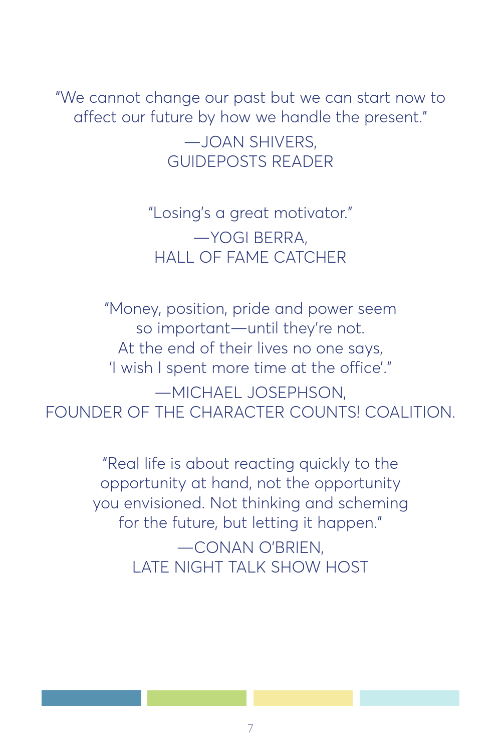"We cannot change our past but we can start now to affect our future by how we handle the present."

—JOAN SHIVERS,
GUIDEPOSTS READER

"Losing's a great motivator."

—YOGI BERRA,
HALL OF FAME CATCHER

"Money, position, pride and power seem so important—until they're not. At the end of their lives no one says, 'I wish I spent more time at the office'."

—MICHAEL JOSEPHSON,
FOUNDER OF THE CHARACTER COUNTS! COALITION.

"Real life is about reacting quickly to the opportunity at hand, not the opportunity you envisioned. Not thinking and scheming for the future, but letting it happen."

—CONAN O'BRIEN,
LATE NIGHT TALK SHOW HOST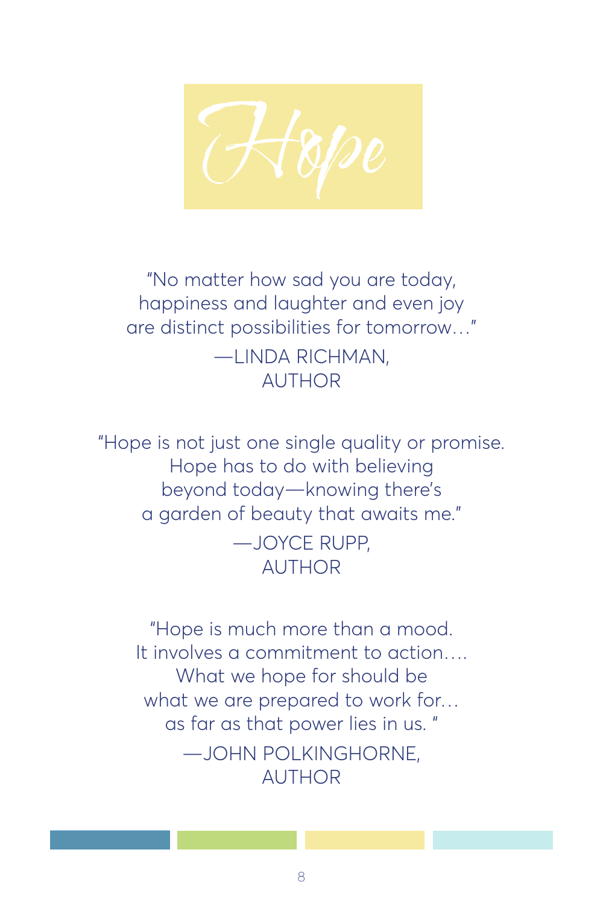# Hope

"No matter how sad you are today,
happiness and laughter and even joy
are distinct possibilities for tomorrow…"

—LINDA RICHMAN,
AUTHOR

"Hope is not just one single quality or promise.
Hope has to do with believing
beyond today—knowing there's
a garden of beauty that awaits me."

—JOYCE RUPP,
AUTHOR

"Hope is much more than a mood.
It involves a commitment to action….
What we hope for should be
what we are prepared to work for…
as far as that power lies in us. "

—JOHN POLKINGHORNE,
AUTHOR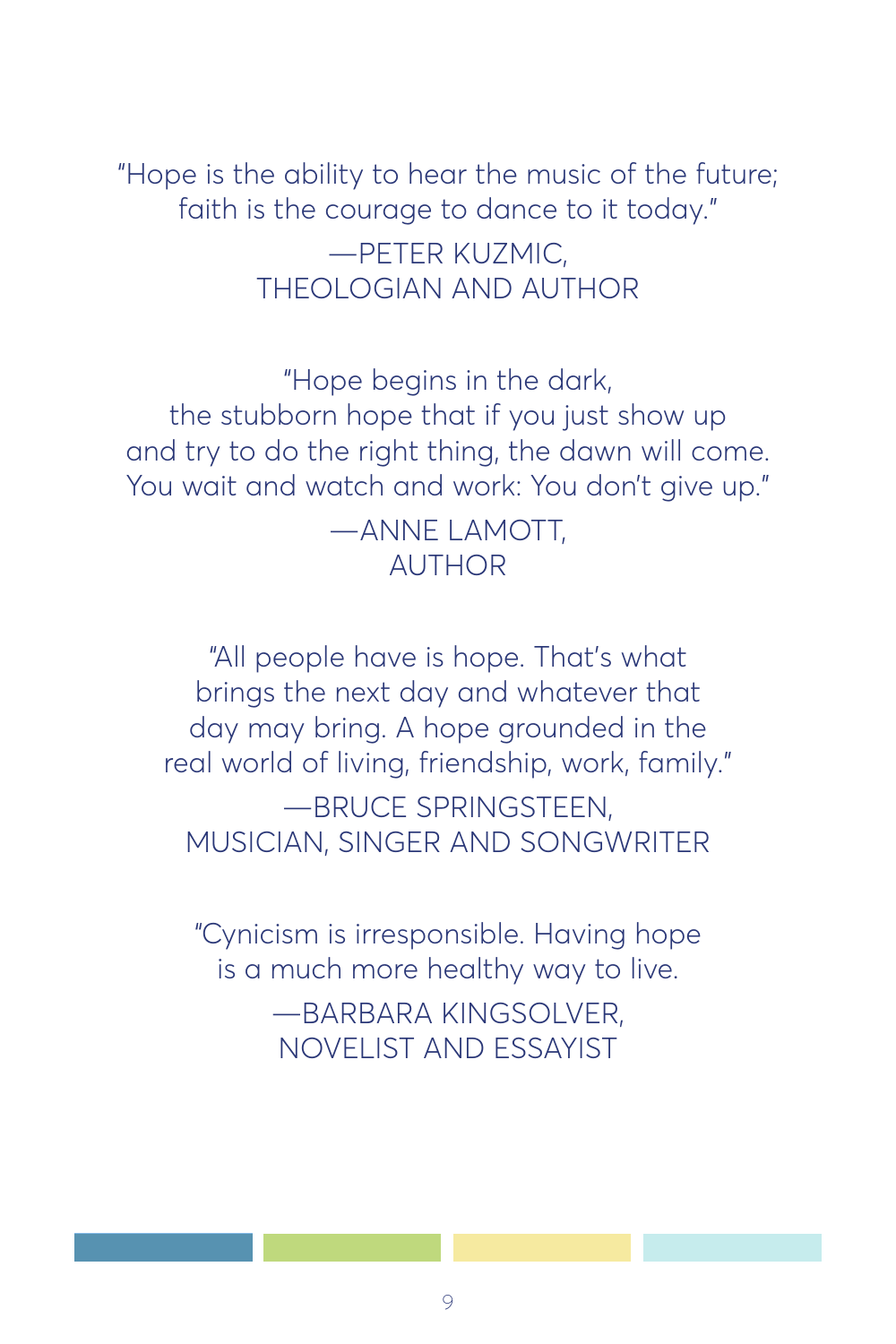"Hope is the ability to hear the music of the future;
faith is the courage to dance to it today."

—PETER KUZMIC,
THEOLOGIAN AND AUTHOR

"Hope begins in the dark,
the stubborn hope that if you just show up
and try to do the right thing, the dawn will come.
You wait and watch and work: You don't give up."

—ANNE LAMOTT,
AUTHOR

"All people have is hope. That's what
brings the next day and whatever that
day may bring. A hope grounded in the
real world of living, friendship, work, family."

—BRUCE SPRINGSTEEN,
MUSICIAN, SINGER AND SONGWRITER

"Cynicism is irresponsible. Having hope
is a much more healthy way to live.

—BARBARA KINGSOLVER,
NOVELIST AND ESSAYIST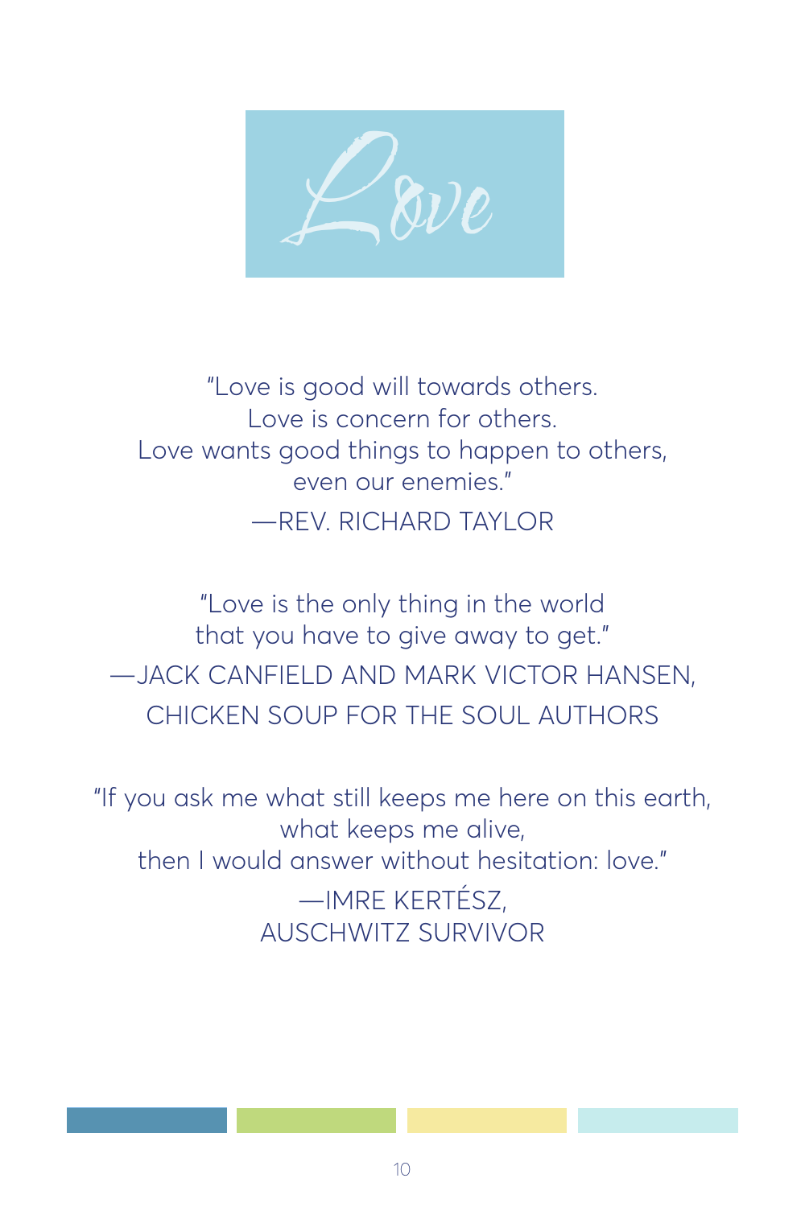# Love

"Love is good will towards others.
Love is concern for others.
Love wants good things to happen to others,
even our enemies."

—REV. RICHARD TAYLOR

"Love is the only thing in the world
that you have to give away to get."

—JACK CANFIELD AND MARK VICTOR HANSEN,
CHICKEN SOUP FOR THE SOUL AUTHORS

"If you ask me what still keeps me here on this earth,
what keeps me alive,
then I would answer without hesitation: love."

—IMRE KERTÉSZ,
AUSCHWITZ SURVIVOR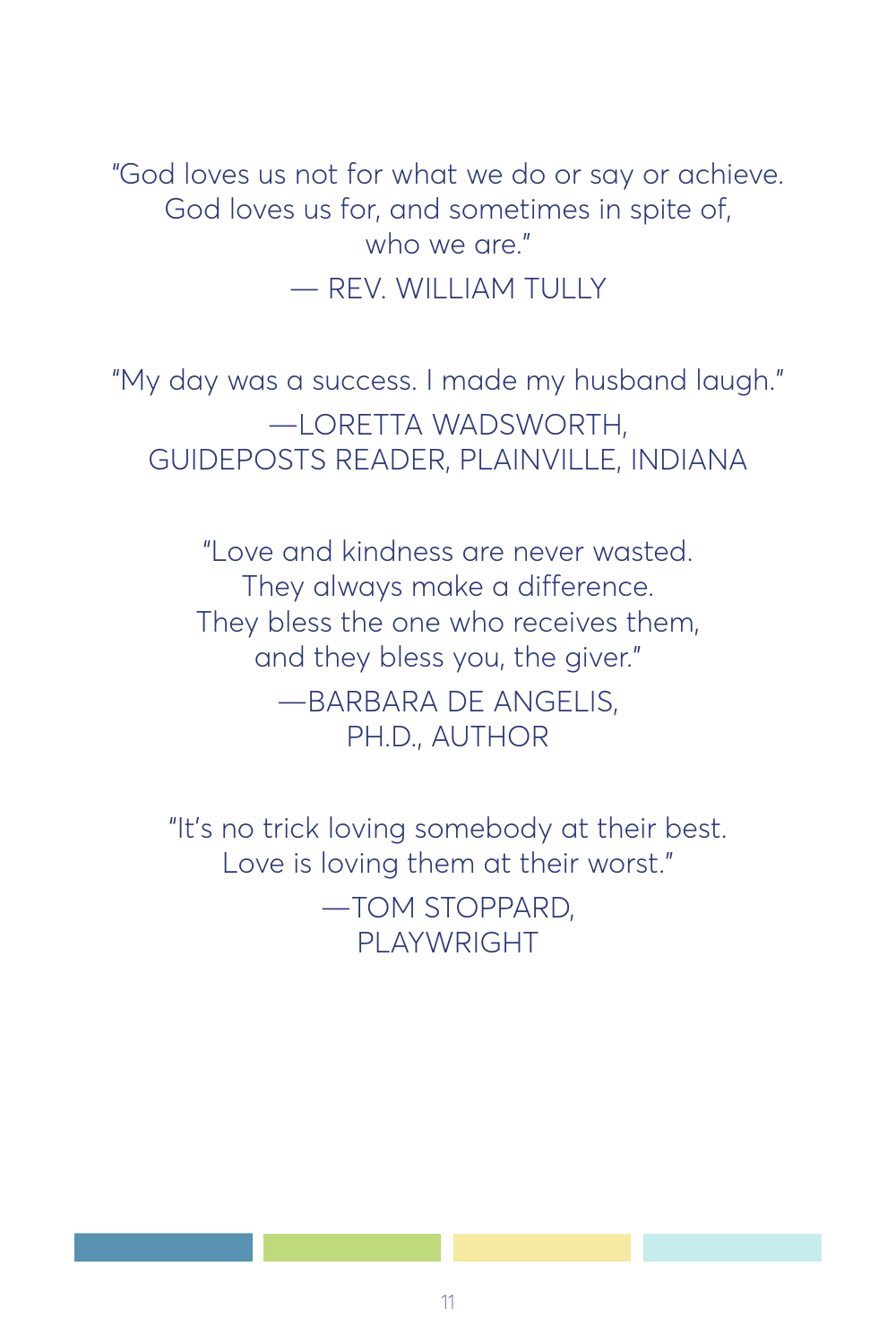"God loves us not for what we do or say or achieve.
God loves us for, and sometimes in spite of,
who we are."

— REV. WILLIAM TULLY

"My day was a success. I made my husband laugh."

—LORETTA WADSWORTH,
GUIDEPOSTS READER, PLAINVILLE, INDIANA

"Love and kindness are never wasted.
They always make a difference.
They bless the one who receives them,
and they bless you, the giver."

—BARBARA DE ANGELIS,
PH.D., AUTHOR

"It's no trick loving somebody at their best.
Love is loving them at their worst."

—TOM STOPPARD,
PLAYWRIGHT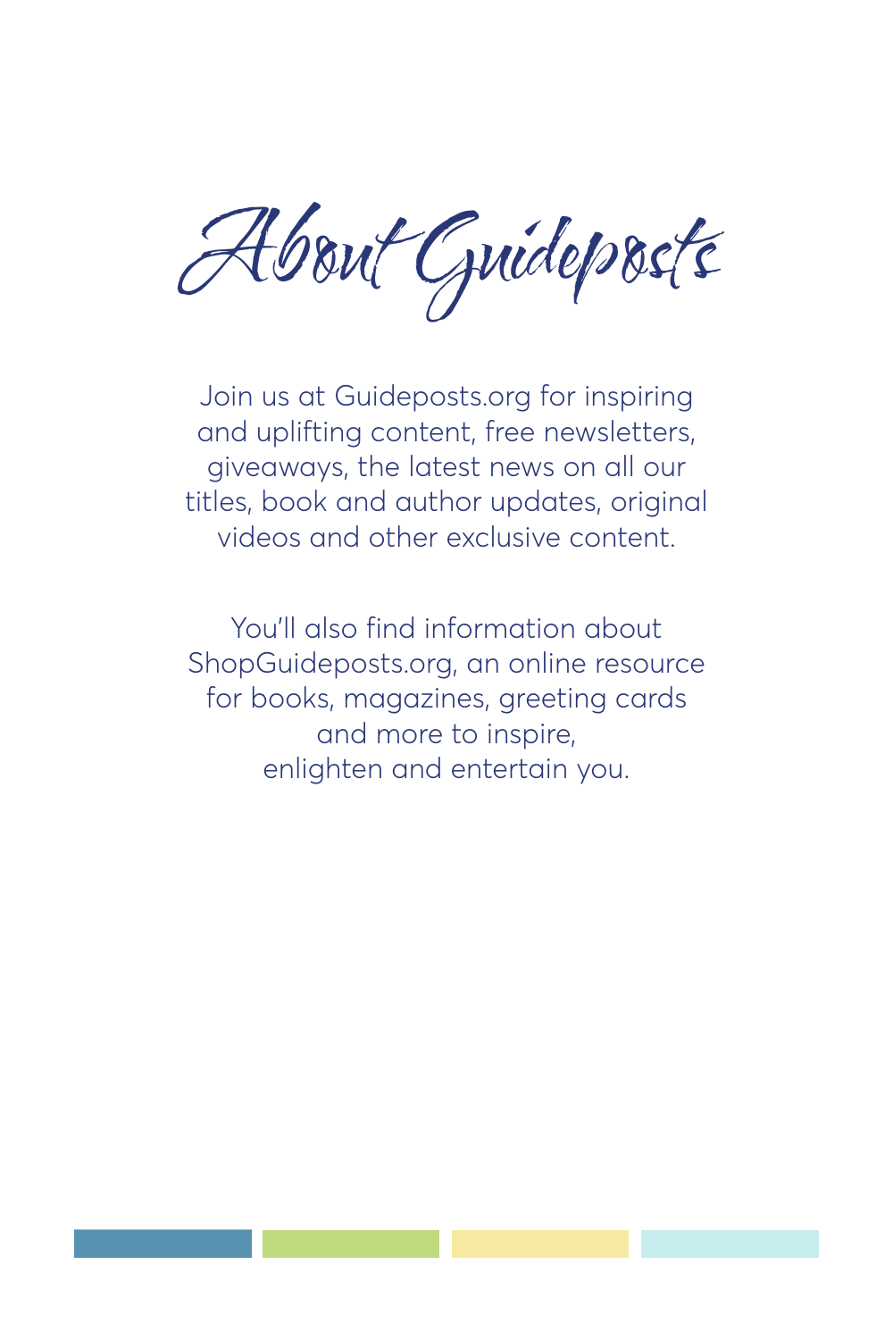# About Guideposts

Join us at Guideposts.org for inspiring and uplifting content, free newsletters, giveaways, the latest news on all our titles, book and author updates, original videos and other exclusive content.

You'll also find information about ShopGuideposts.org, an online resource for books, magazines, greeting cards and more to inspire, enlighten and entertain you.